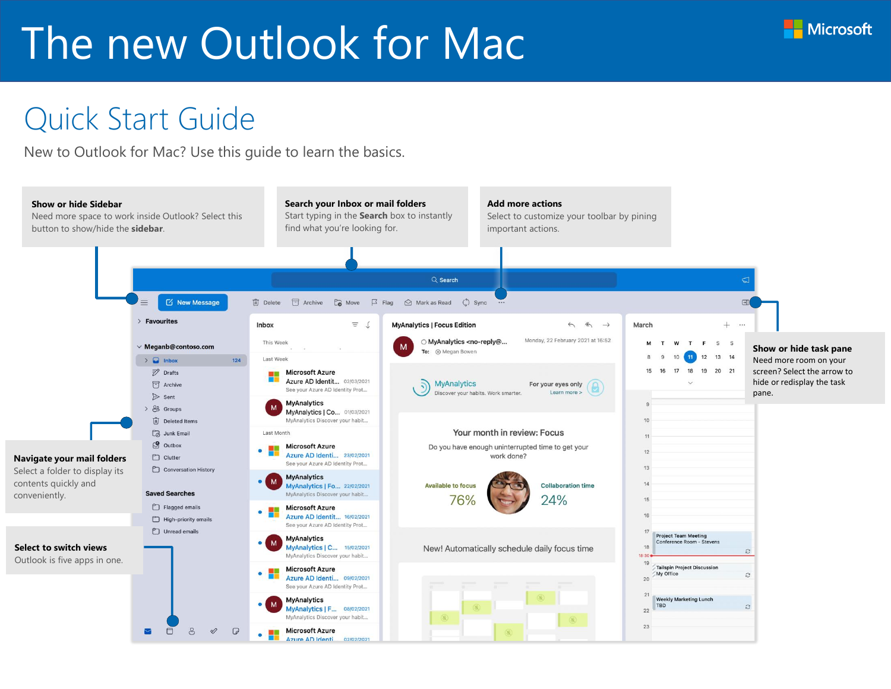# The new Outlook for Mac

## Quick Start Guide

New to Outlook for Mac? Use this guide to learn the basics.

**Show or hide Sidebar**
Need more space to work inside Outlook? Select this button to show/hide the **sidebar**.

**Search your Inbox or mail folders**
Start typing in the **Search** box to instantly find what you're looking for.

**Add more actions**
Select to customize your toolbar by pining important actions.

**Show or hide task pane**
Need more room on your screen? Select the arrow to hide or redisplay the task pane.

**Navigate your mail folders**
Select a folder to display its contents quickly and conveniently.

**Select to switch views**
Outlook is five apps in one.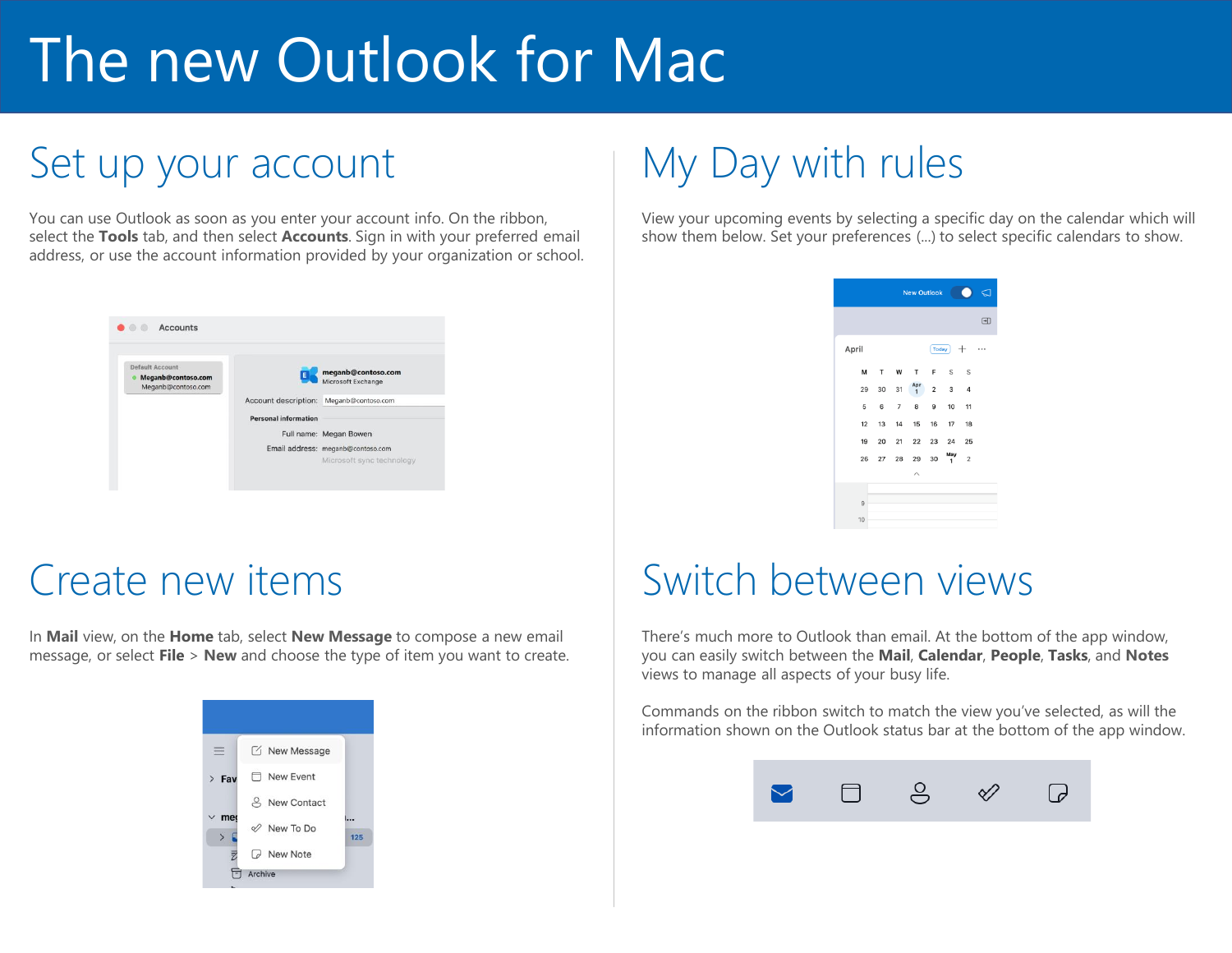# The new Outlook for Mac

## Set up your account

You can use Outlook as soon as you enter your account info. On the ribbon, select the **Tools** tab, and then select **Accounts**. Sign in with your preferred email address, or use the account information provided by your organization or school.

## Create new items

In **Mail** view, on the **Home** tab, select **New Message** to compose a new email message, or select **File** > **New** and choose the type of item you want to create.

## My Day with rules

View your upcoming events by selecting a specific day on the calendar which will show them below. Set your preferences (...) to select specific calendars to show.

## Switch between views

There's much more to Outlook than email. At the bottom of the app window, you can easily switch between the **Mail**, **Calendar**, **People**, **Tasks**, and **Notes** views to manage all aspects of your busy life.

Commands on the ribbon switch to match the view you've selected, as will the information shown on the Outlook status bar at the bottom of the app window.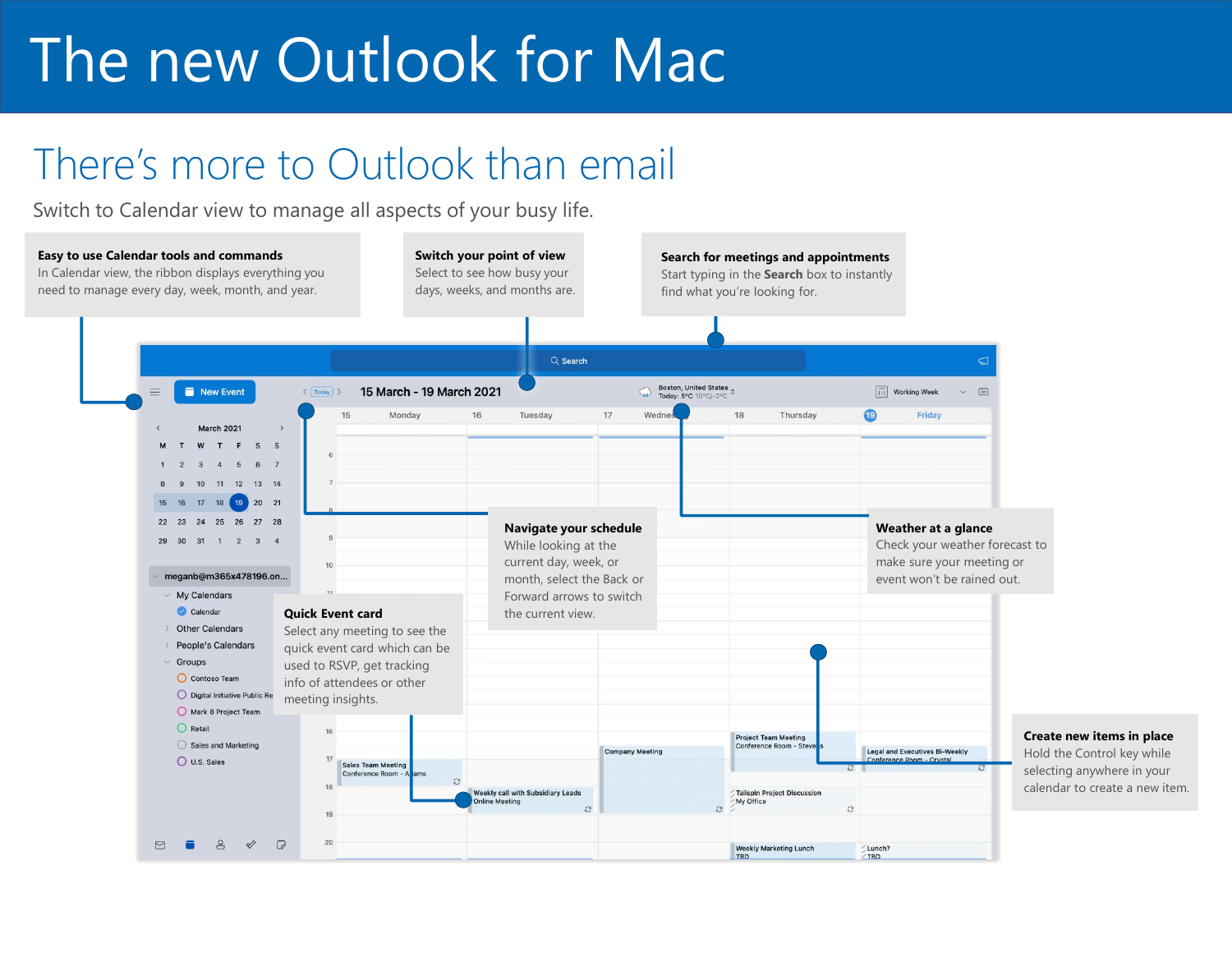# The new Outlook for Mac

## There's more to Outlook than email

Switch to Calendar view to manage all aspects of your busy life.

**Easy to use Calendar tools and commands**
In Calendar view, the ribbon displays everything you need to manage every day, week, month, and year.

**Switch your point of view**
Select to see how busy your days, weeks, and months are.

**Search for meetings and appointments**
Start typing in the **Search** box to instantly find what you're looking for.

**Navigate your schedule**
While looking at the current day, week, or month, select the Back or Forward arrows to switch the current view.

**Weather at a glance**
Check your weather forecast to make sure your meeting or event won't be rained out.

**Quick Event card**
Select any meeting to see the quick event card which can be used to RSVP, get tracking info of attendees or other meeting insights.

**Create new items in place**
Hold the Control key while selecting anywhere in your calendar to create a new item.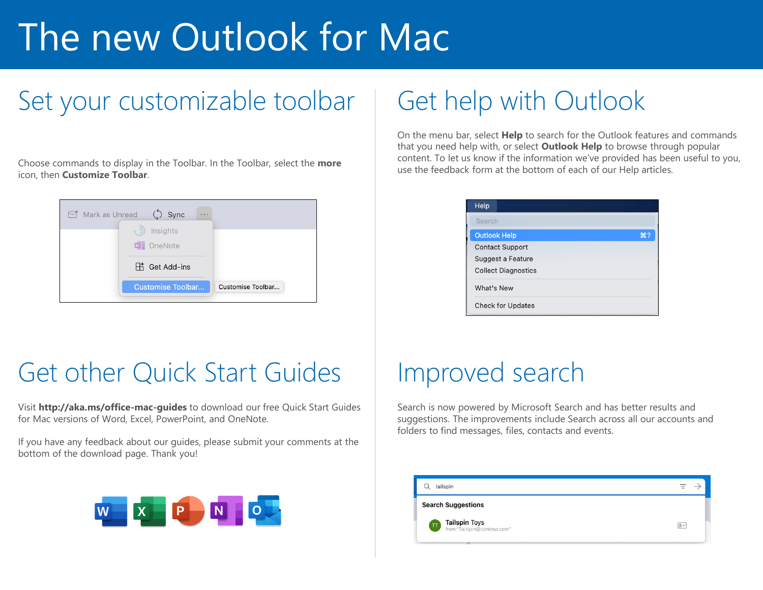# The new Outlook for Mac

## Set your customizable toolbar

Choose commands to display in the Toolbar. In the Toolbar, select the **more** icon, then **Customize Toolbar**.

## Get help with Outlook

On the menu bar, select **Help** to search for the Outlook features and commands that you need help with, or select **Outlook Help** to browse through popular content. To let us know if the information we've provided has been useful to you, use the feedback form at the bottom of each of our Help articles.

## Get other Quick Start Guides

Visit **http://aka.ms/office-mac-guides** to download our free Quick Start Guides for Mac versions of Word, Excel, PowerPoint, and OneNote.

If you have any feedback about our guides, please submit your comments at the bottom of the download page. Thank you!

## Improved search

Search is now powered by Microsoft Search and has better results and suggestions. The improvements include Search across all our accounts and folders to find messages, files, contacts and events.